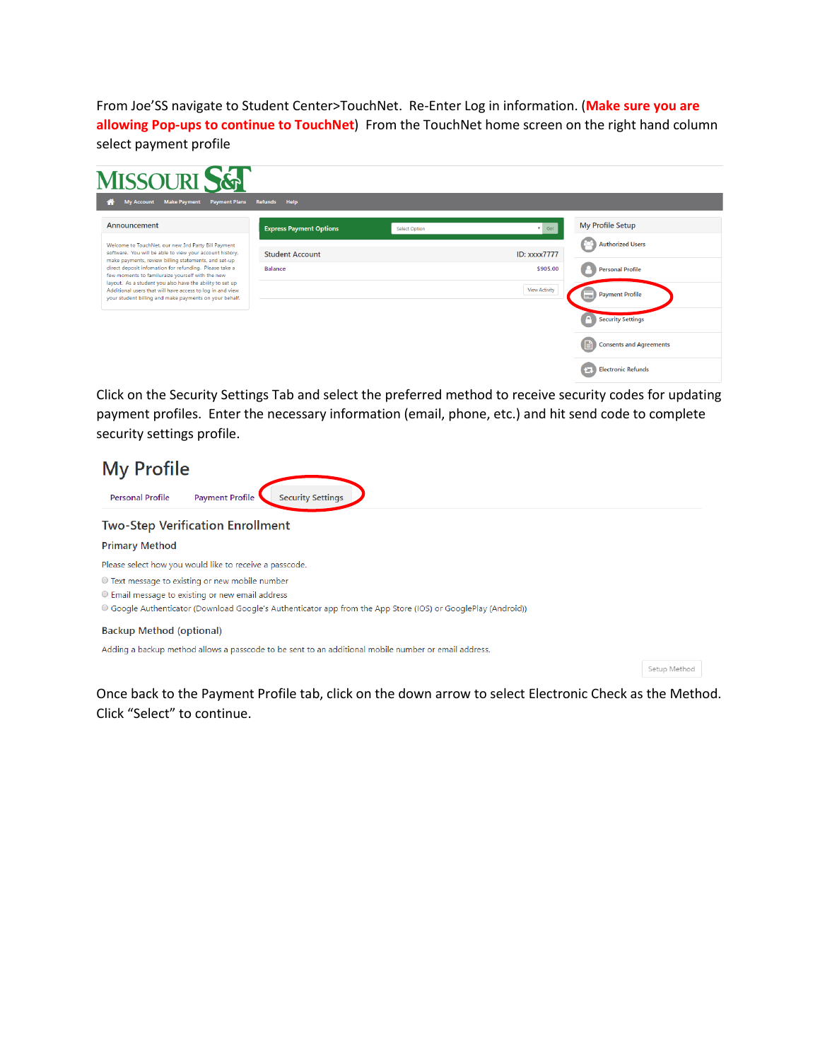From Joe'SS navigate to Student Center>TouchNet. Re-Enter Log in information. (**Make sure you are allowing Pop-ups to continue to TouchNet**) From the TouchNet home screen on the right hand column select payment profile

Click on the Security Settings Tab and select the preferred method to receive security codes for updating payment profiles. Enter the necessary information (email, phone, etc.) and hit send code to complete security settings profile.

Once back to the Payment Profile tab, click on the down arrow to select Electronic Check as the Method. Click "Select" to continue.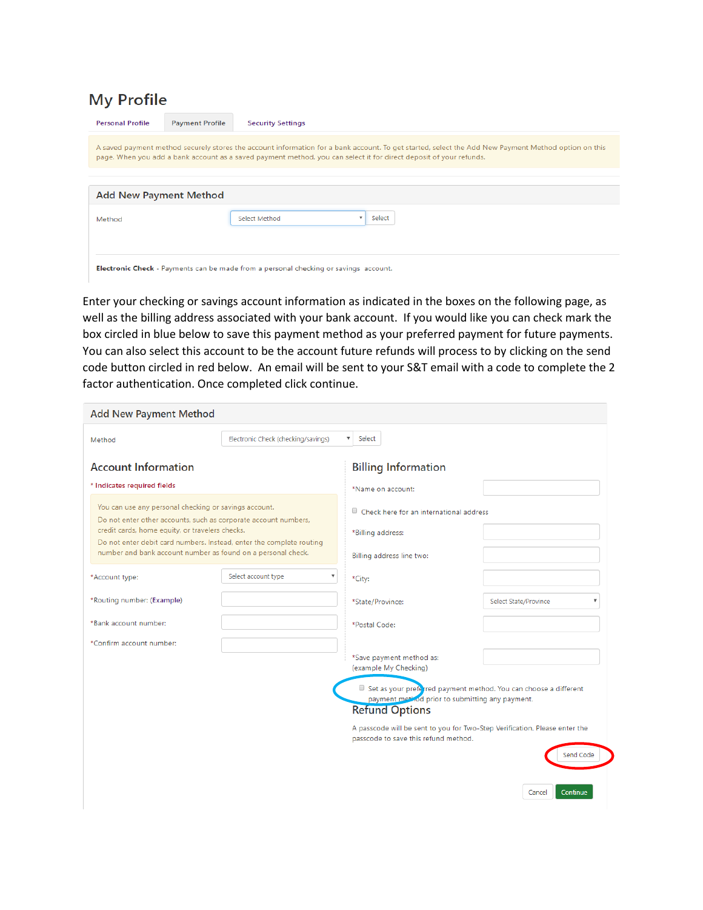# My Profile

Personal Profile | Payment Profile | Security Settings

A saved payment method securely stores the account information for a bank account. To get started, select the Add New Payment Method option on this page. When you add a bank account as a saved payment method, you can select it for direct deposit of your refunds.

## Add New Payment Method

Method: Select Method [Select]

**Electronic Check** - Payments can be made from a personal checking or savings account.

Enter your checking or savings account information as indicated in the boxes on the following page, as well as the billing address associated with your bank account. If you would like you can check mark the box circled in blue below to save this payment method as your preferred payment for future payments. You can also select this account to be the account future refunds will process to by clicking on the send code button circled in red below. An email will be sent to your S&T email with a code to complete the 2 factor authentication. Once completed click continue.

## Add New Payment Method

Method: Electronic Check (checking/savings) [Select]

### Account Information

\* Indicates required fields

You can use any personal checking or savings account.
Do not enter other accounts, such as corporate account numbers, credit cards, home equity, or travelers checks.
Do not enter debit card numbers. Instead, enter the complete routing number and bank account number as found on a personal check.

- *Account type: Select account type
- *Routing number: (Example)
- *Bank account number:
- *Confirm account number:

### Billing Information

- *Name on account:
- Check here for an international address
- *Billing address:
- Billing address line two:
- *City:
- *State/Province: Select State/Province
- *Postal Code:
- *Save payment method as: (example My Checking)
- Set as your preferred payment method. You can choose a different payment method prior to submitting any payment.

### Refund Options

A passcode will be sent to you for Two-Step Verification. Please enter the passcode to save this refund method.

[Send Code]

[Cancel] [Continue]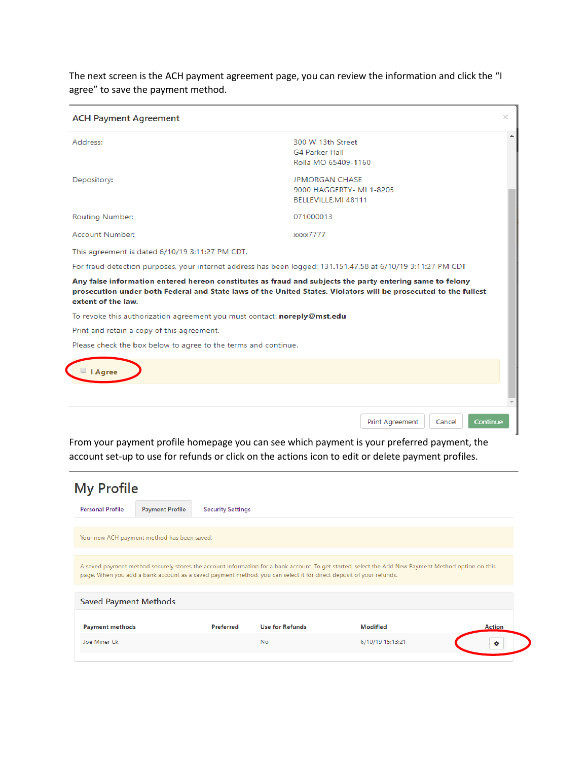The next screen is the ACH payment agreement page, you can review the information and click the "I agree" to save the payment method.

**ACH Payment Agreement**

| | |
|---|---|
| Address: | 300 W 13th Street<br>G4 Parker Hall<br>Rolla MO 65409-1160 |
| Depository: | JPMORGAN CHASE<br>9000 HAGGERTY- MI 1-8205<br>BELLEVILLE,MI 48111 |
| Routing Number: | 071000013 |
| Account Number: | xxxx7777 |

This agreement is dated 6/10/19 3:11:27 PM CDT.

For fraud detection purposes, your internet address has been logged: 131.151.47.58 at 6/10/19 3:11:27 PM CDT

**Any false information entered hereon constitutes as fraud and subjects the party entering same to felony prosecution under both Federal and State laws of the United States. Violators will be prosecuted to the fullest extent of the law.**

To revoke this authorization agreement you must contact: **noreply@mst.edu**

Print and retain a copy of this agreement.

Please check the box below to agree to the terms and continue.

☐ **I Agree**

Print Agreement | Cancel | Continue

From your payment profile homepage you can see which payment is your preferred payment, the account set-up to use for refunds or click on the actions icon to edit or delete payment profiles.

# My Profile

Personal Profile | Payment Profile | Security Settings

Your new ACH payment method has been saved.

A saved payment method securely stores the account information for a bank account. To get started, select the Add New Payment Method option on this page. When you add a bank account as a saved payment method, you can select it for direct deposit of your refunds.

**Saved Payment Methods**

| Payment methods | Preferred | Use for Refunds | Modified | Action |
|---|---|---|---|---|
| Joe Miner Ck | | No | 6/10/19 15:13:21 | ⚙ |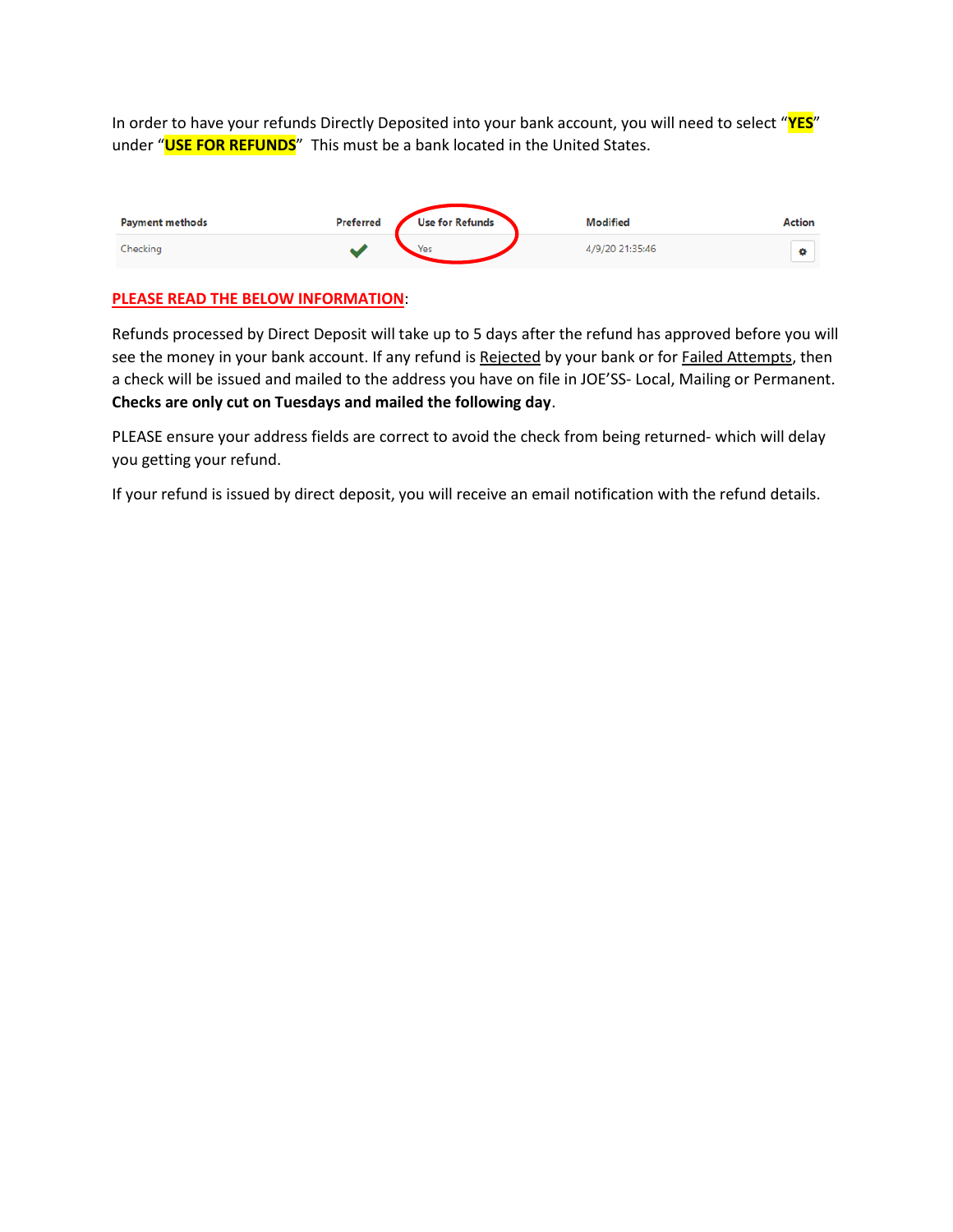In order to have your refunds Directly Deposited into your bank account, you will need to select "**YES**" under "**USE FOR REFUNDS**" This must be a bank located in the United States.

| Payment methods | Preferred | Use for Refunds | Modified | Action |
|---|---|---|---|---|
| Checking | ✔ | Yes | 4/9/20 21:35:46 | ⚙ |

**PLEASE READ THE BELOW INFORMATION**:

Refunds processed by Direct Deposit will take up to 5 days after the refund has approved before you will see the money in your bank account. If any refund is Rejected by your bank or for Failed Attempts, then a check will be issued and mailed to the address you have on file in JOE'SS- Local, Mailing or Permanent. **Checks are only cut on Tuesdays and mailed the following day**.

PLEASE ensure your address fields are correct to avoid the check from being returned- which will delay you getting your refund.

If your refund is issued by direct deposit, you will receive an email notification with the refund details.